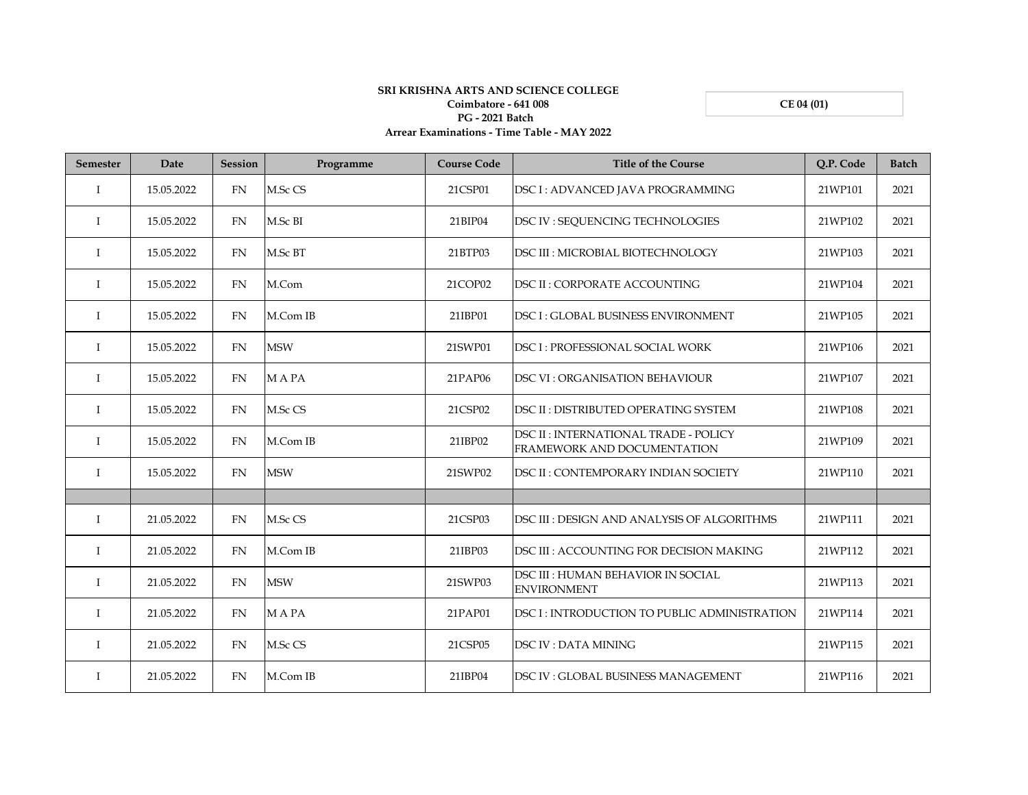**SRI KRISHNA ARTS AND SCIENCE COLLEGE**
**Coimbatore - 641 008**
**PG - 2021 Batch**
**Arrear Examinations - Time Table - MAY 2022**

**CE 04 (01)**

| Semester | Date | Session | Programme | Course Code | Title of the Course | Q.P. Code | Batch |
|---|---|---|---|---|---|---|---|
| I | 15.05.2022 | FN | M.Sc CS | 21CSP01 | DSC I : ADVANCED JAVA PROGRAMMING | 21WP101 | 2021 |
| I | 15.05.2022 | FN | M.Sc BI | 21BIP04 | DSC IV : SEQUENCING TECHNOLOGIES | 21WP102 | 2021 |
| I | 15.05.2022 | FN | M.Sc BT | 21BTP03 | DSC III : MICROBIAL BIOTECHNOLOGY | 21WP103 | 2021 |
| I | 15.05.2022 | FN | M.Com | 21COP02 | DSC II : CORPORATE ACCOUNTING | 21WP104 | 2021 |
| I | 15.05.2022 | FN | M.Com IB | 21IBP01 | DSC I : GLOBAL BUSINESS ENVIRONMENT | 21WP105 | 2021 |
| I | 15.05.2022 | FN | MSW | 21SWP01 | DSC I : PROFESSIONAL SOCIAL WORK | 21WP106 | 2021 |
| I | 15.05.2022 | FN | M A PA | 21PAP06 | DSC VI : ORGANISATION BEHAVIOUR | 21WP107 | 2021 |
| I | 15.05.2022 | FN | M.Sc CS | 21CSP02 | DSC II : DISTRIBUTED OPERATING SYSTEM | 21WP108 | 2021 |
| I | 15.05.2022 | FN | M.Com IB | 21IBP02 | DSC II : INTERNATIONAL TRADE - POLICY FRAMEWORK AND DOCUMENTATION | 21WP109 | 2021 |
| I | 15.05.2022 | FN | MSW | 21SWP02 | DSC II : CONTEMPORARY INDIAN SOCIETY | 21WP110 | 2021 |
| | | | | | | | |
| I | 21.05.2022 | FN | M.Sc CS | 21CSP03 | DSC III : DESIGN AND ANALYSIS OF ALGORITHMS | 21WP111 | 2021 |
| I | 21.05.2022 | FN | M.Com IB | 21IBP03 | DSC III : ACCOUNTING FOR DECISION MAKING | 21WP112 | 2021 |
| I | 21.05.2022 | FN | MSW | 21SWP03 | DSC III : HUMAN BEHAVIOR IN SOCIAL ENVIRONMENT | 21WP113 | 2021 |
| I | 21.05.2022 | FN | M A PA | 21PAP01 | DSC I : INTRODUCTION TO PUBLIC ADMINISTRATION | 21WP114 | 2021 |
| I | 21.05.2022 | FN | M.Sc CS | 21CSP05 | DSC IV : DATA MINING | 21WP115 | 2021 |
| I | 21.05.2022 | FN | M.Com IB | 21IBP04 | DSC IV : GLOBAL BUSINESS MANAGEMENT | 21WP116 | 2021 |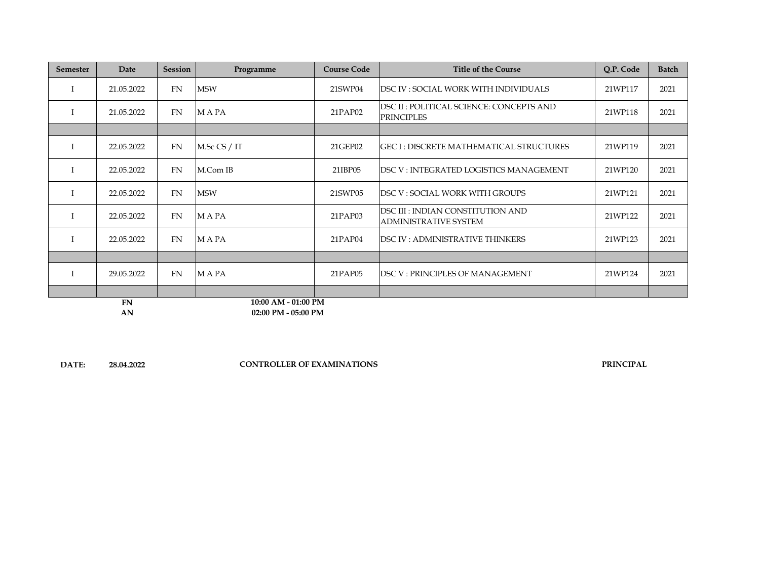| Semester | Date | Session | Programme | Course Code | Title of the Course | Q.P. Code | Batch |
|---|---|---|---|---|---|---|---|
| I | 21.05.2022 | FN | MSW | 21SWP04 | DSC IV : SOCIAL WORK WITH INDIVIDUALS | 21WP117 | 2021 |
| I | 21.05.2022 | FN | M A PA | 21PAP02 | DSC II : POLITICAL SCIENCE: CONCEPTS AND PRINCIPLES | 21WP118 | 2021 |
| | | | | | | | |
| I | 22.05.2022 | FN | M.Sc CS / IT | 21GEP02 | GEC I : DISCRETE MATHEMATICAL STRUCTURES | 21WP119 | 2021 |
| I | 22.05.2022 | FN | M.Com IB | 21IBP05 | DSC V : INTEGRATED LOGISTICS MANAGEMENT | 21WP120 | 2021 |
| I | 22.05.2022 | FN | MSW | 21SWP05 | DSC V : SOCIAL WORK WITH GROUPS | 21WP121 | 2021 |
| I | 22.05.2022 | FN | M A PA | 21PAP03 | DSC III : INDIAN CONSTITUTION AND ADMINISTRATIVE SYSTEM | 21WP122 | 2021 |
| I | 22.05.2022 | FN | M A PA | 21PAP04 | DSC IV : ADMINISTRATIVE THINKERS | 21WP123 | 2021 |
| | | | | | | | |
| I | 29.05.2022 | FN | M A PA | 21PAP05 | DSC V : PRINCIPLES OF MANAGEMENT | 21WP124 | 2021 |
| | | | | | | | |

**FN** 10:00 AM - 01:00 PM

**AN** 02:00 PM - 05:00 PM

**DATE: 28.04.2022** **CONTROLLER OF EXAMINATIONS** **PRINCIPAL**